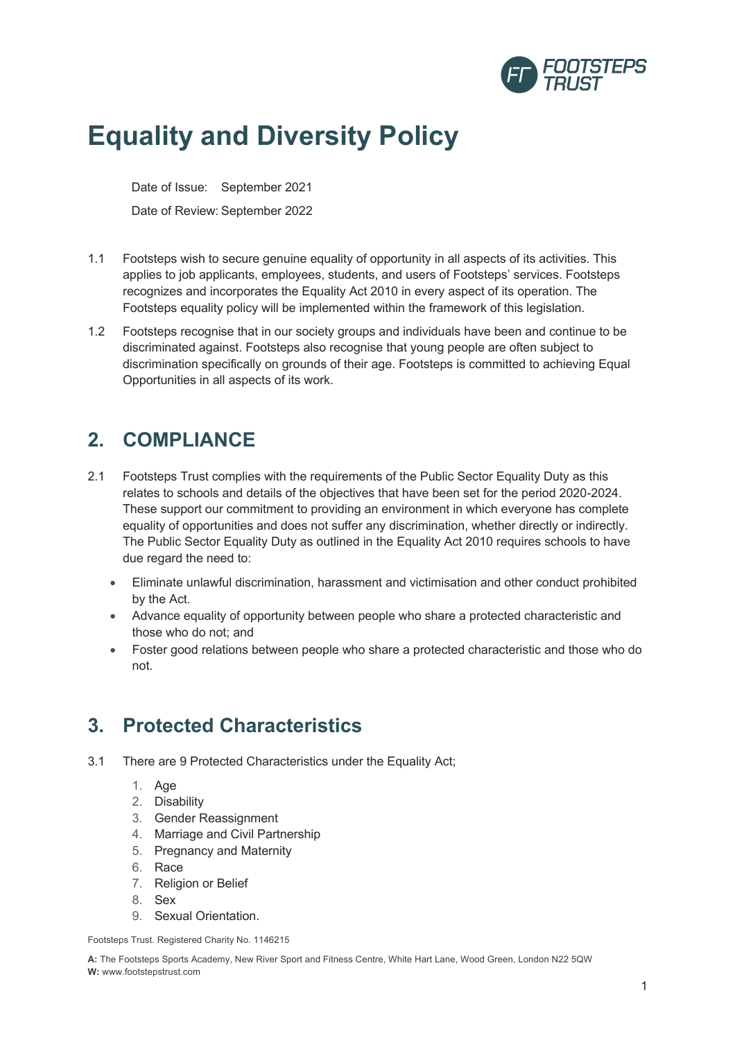# Equality and Diversity Policy

Date of Issue: September 2021

Date of Review: September 2022

1.1 Footsteps wish to secure genuine equality of opportunity in all aspects of its activities. This applies to job applicants, employees, students, and users of Footsteps' services. Footsteps recognizes and incorporates the Equality Act 2010 in every aspect of its operation. The Footsteps equality policy will be implemented within the framework of this legislation.

1.2 Footsteps recognise that in our society groups and individuals have been and continue to be discriminated against. Footsteps also recognise that young people are often subject to discrimination specifically on grounds of their age. Footsteps is committed to achieving Equal Opportunities in all aspects of its work.

## 2. COMPLIANCE

2.1 Footsteps Trust complies with the requirements of the Public Sector Equality Duty as this relates to schools and details of the objectives that have been set for the period 2020-2024. These support our commitment to providing an environment in which everyone has complete equality of opportunities and does not suffer any discrimination, whether directly or indirectly. The Public Sector Equality Duty as outlined in the Equality Act 2010 requires schools to have due regard the need to:

- Eliminate unlawful discrimination, harassment and victimisation and other conduct prohibited by the Act.
- Advance equality of opportunity between people who share a protected characteristic and those who do not; and
- Foster good relations between people who share a protected characteristic and those who do not.

## 3. Protected Characteristics

3.1 There are 9 Protected Characteristics under the Equality Act;

1. Age
2. Disability
3. Gender Reassignment
4. Marriage and Civil Partnership
5. Pregnancy and Maternity
6. Race
7. Religion or Belief
8. Sex
9. Sexual Orientation.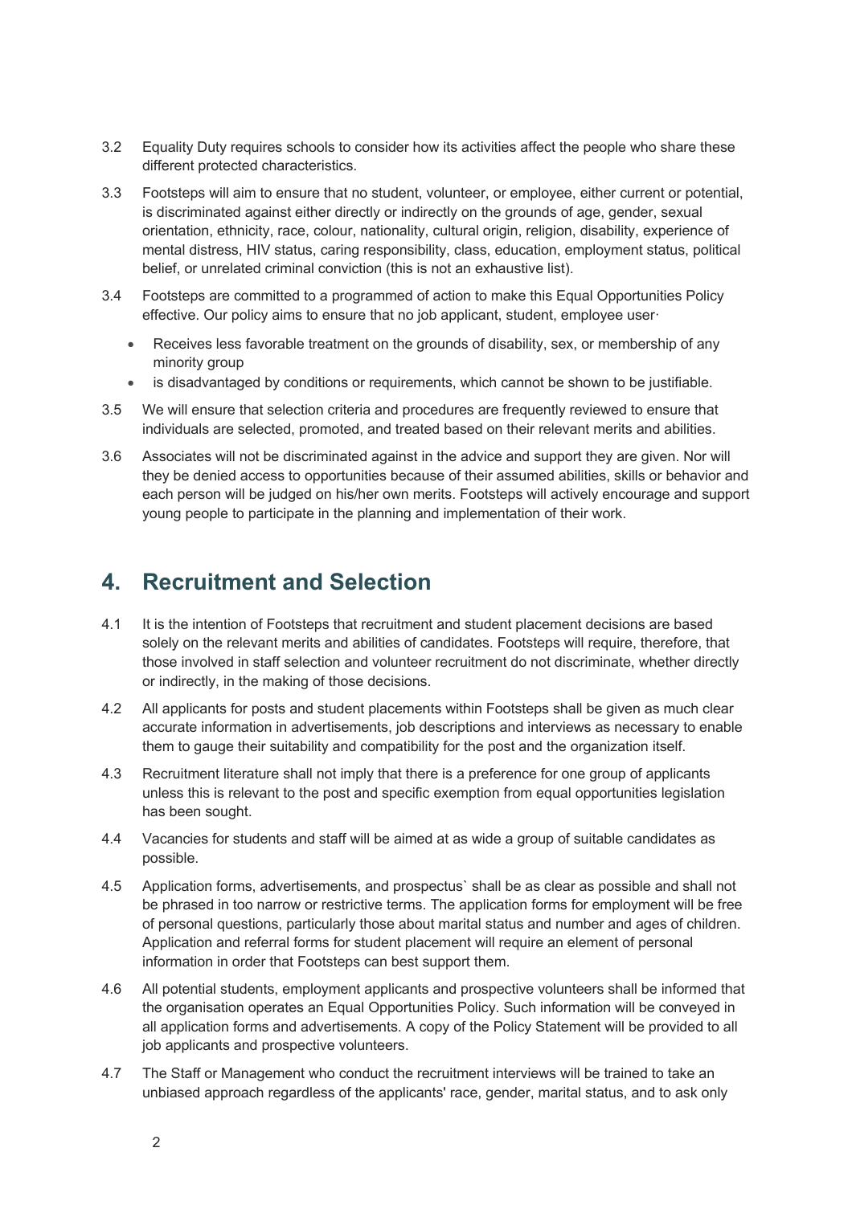3.2 Equality Duty requires schools to consider how its activities affect the people who share these different protected characteristics.

3.3 Footsteps will aim to ensure that no student, volunteer, or employee, either current or potential, is discriminated against either directly or indirectly on the grounds of age, gender, sexual orientation, ethnicity, race, colour, nationality, cultural origin, religion, disability, experience of mental distress, HIV status, caring responsibility, class, education, employment status, political belief, or unrelated criminal conviction (this is not an exhaustive list).

3.4 Footsteps are committed to a programmed of action to make this Equal Opportunities Policy effective. Our policy aims to ensure that no job applicant, student, employee user·

- Receives less favorable treatment on the grounds of disability, sex, or membership of any minority group
- is disadvantaged by conditions or requirements, which cannot be shown to be justifiable.

3.5 We will ensure that selection criteria and procedures are frequently reviewed to ensure that individuals are selected, promoted, and treated based on their relevant merits and abilities.

3.6 Associates will not be discriminated against in the advice and support they are given. Nor will they be denied access to opportunities because of their assumed abilities, skills or behavior and each person will be judged on his/her own merits. Footsteps will actively encourage and support young people to participate in the planning and implementation of their work.

## 4. Recruitment and Selection

4.1 It is the intention of Footsteps that recruitment and student placement decisions are based solely on the relevant merits and abilities of candidates. Footsteps will require, therefore, that those involved in staff selection and volunteer recruitment do not discriminate, whether directly or indirectly, in the making of those decisions.

4.2 All applicants for posts and student placements within Footsteps shall be given as much clear accurate information in advertisements, job descriptions and interviews as necessary to enable them to gauge their suitability and compatibility for the post and the organization itself.

4.3 Recruitment literature shall not imply that there is a preference for one group of applicants unless this is relevant to the post and specific exemption from equal opportunities legislation has been sought.

4.4 Vacancies for students and staff will be aimed at as wide a group of suitable candidates as possible.

4.5 Application forms, advertisements, and prospectus` shall be as clear as possible and shall not be phrased in too narrow or restrictive terms. The application forms for employment will be free of personal questions, particularly those about marital status and number and ages of children. Application and referral forms for student placement will require an element of personal information in order that Footsteps can best support them.

4.6 All potential students, employment applicants and prospective volunteers shall be informed that the organisation operates an Equal Opportunities Policy. Such information will be conveyed in all application forms and advertisements. A copy of the Policy Statement will be provided to all job applicants and prospective volunteers.

4.7 The Staff or Management who conduct the recruitment interviews will be trained to take an unbiased approach regardless of the applicants' race, gender, marital status, and to ask only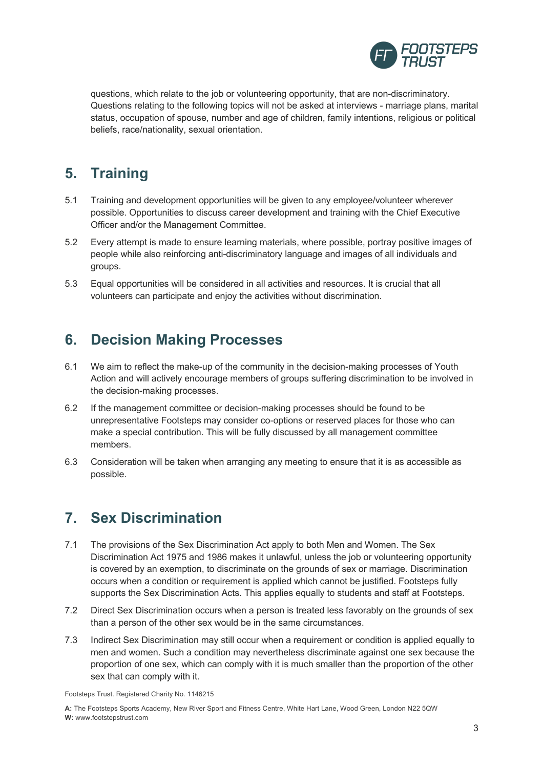questions, which relate to the job or volunteering opportunity, that are non-discriminatory. Questions relating to the following topics will not be asked at interviews - marriage plans, marital status, occupation of spouse, number and age of children, family intentions, religious or political beliefs, race/nationality, sexual orientation.

## 5. Training

5.1 Training and development opportunities will be given to any employee/volunteer wherever possible. Opportunities to discuss career development and training with the Chief Executive Officer and/or the Management Committee.

5.2 Every attempt is made to ensure learning materials, where possible, portray positive images of people while also reinforcing anti-discriminatory language and images of all individuals and groups.

5.3 Equal opportunities will be considered in all activities and resources. It is crucial that all volunteers can participate and enjoy the activities without discrimination.

## 6. Decision Making Processes

6.1 We aim to reflect the make-up of the community in the decision-making processes of Youth Action and will actively encourage members of groups suffering discrimination to be involved in the decision-making processes.

6.2 If the management committee or decision-making processes should be found to be unrepresentative Footsteps may consider co-options or reserved places for those who can make a special contribution. This will be fully discussed by all management committee members.

6.3 Consideration will be taken when arranging any meeting to ensure that it is as accessible as possible.

## 7. Sex Discrimination

7.1 The provisions of the Sex Discrimination Act apply to both Men and Women. The Sex Discrimination Act 1975 and 1986 makes it unlawful, unless the job or volunteering opportunity is covered by an exemption, to discriminate on the grounds of sex or marriage. Discrimination occurs when a condition or requirement is applied which cannot be justified. Footsteps fully supports the Sex Discrimination Acts. This applies equally to students and staff at Footsteps.

7.2 Direct Sex Discrimination occurs when a person is treated less favorably on the grounds of sex than a person of the other sex would be in the same circumstances.

7.3 Indirect Sex Discrimination may still occur when a requirement or condition is applied equally to men and women. Such a condition may nevertheless discriminate against one sex because the proportion of one sex, which can comply with it is much smaller than the proportion of the other sex that can comply with it.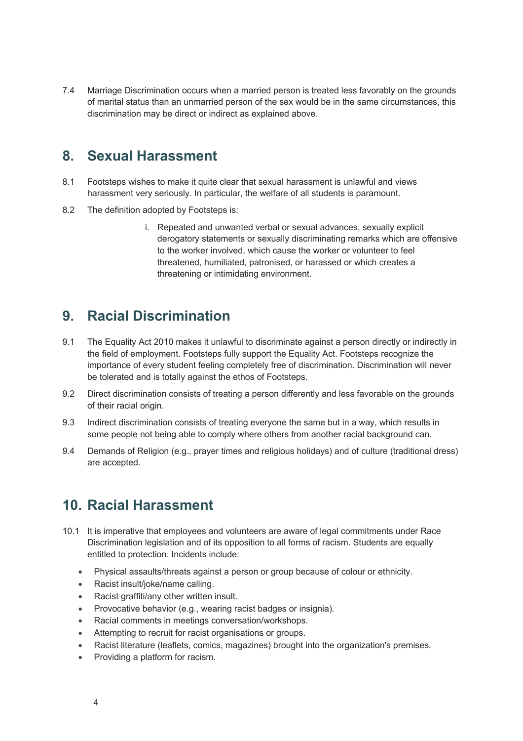7.4 Marriage Discrimination occurs when a married person is treated less favorably on the grounds of marital status than an unmarried person of the sex would be in the same circumstances, this discrimination may be direct or indirect as explained above.

## 8. Sexual Harassment

8.1 Footsteps wishes to make it quite clear that sexual harassment is unlawful and views harassment very seriously. In particular, the welfare of all students is paramount.

8.2 The definition adopted by Footsteps is:

i. Repeated and unwanted verbal or sexual advances, sexually explicit derogatory statements or sexually discriminating remarks which are offensive to the worker involved, which cause the worker or volunteer to feel threatened, humiliated, patronised, or harassed or which creates a threatening or intimidating environment.

## 9. Racial Discrimination

9.1 The Equality Act 2010 makes it unlawful to discriminate against a person directly or indirectly in the field of employment. Footsteps fully support the Equality Act. Footsteps recognize the importance of every student feeling completely free of discrimination. Discrimination will never be tolerated and is totally against the ethos of Footsteps.

9.2 Direct discrimination consists of treating a person differently and less favorable on the grounds of their racial origin.

9.3 Indirect discrimination consists of treating everyone the same but in a way, which results in some people not being able to comply where others from another racial background can.

9.4 Demands of Religion (e.g., prayer times and religious holidays) and of culture (traditional dress) are accepted.

## 10. Racial Harassment

10.1 It is imperative that employees and volunteers are aware of legal commitments under Race Discrimination legislation and of its opposition to all forms of racism. Students are equally entitled to protection. Incidents include:

- Physical assaults/threats against a person or group because of colour or ethnicity.
- Racist insult/joke/name calling.
- Racist graffiti/any other written insult.
- Provocative behavior (e.g., wearing racist badges or insignia).
- Racial comments in meetings conversation/workshops.
- Attempting to recruit for racist organisations or groups.
- Racist literature (leaflets, comics, magazines) brought into the organization's premises.
- Providing a platform for racism.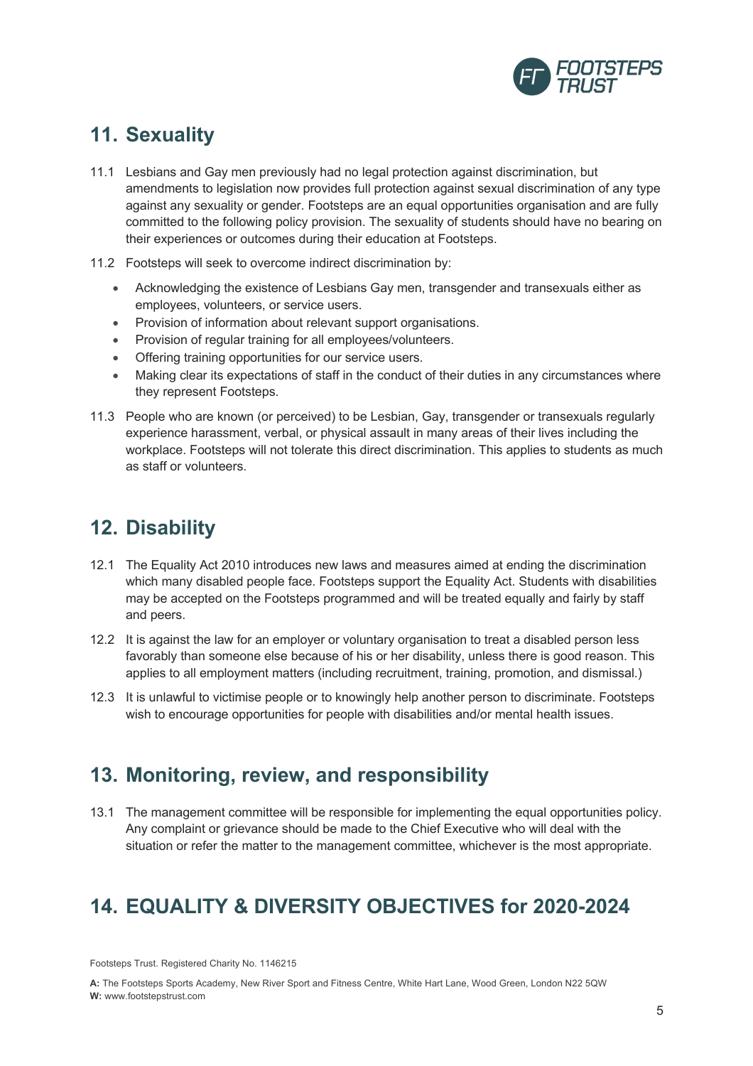## 11. Sexuality

11.1 Lesbians and Gay men previously had no legal protection against discrimination, but amendments to legislation now provides full protection against sexual discrimination of any type against any sexuality or gender. Footsteps are an equal opportunities organisation and are fully committed to the following policy provision. The sexuality of students should have no bearing on their experiences or outcomes during their education at Footsteps.

11.2 Footsteps will seek to overcome indirect discrimination by:

- Acknowledging the existence of Lesbians Gay men, transgender and transexuals either as employees, volunteers, or service users.
- Provision of information about relevant support organisations.
- Provision of regular training for all employees/volunteers.
- Offering training opportunities for our service users.
- Making clear its expectations of staff in the conduct of their duties in any circumstances where they represent Footsteps.

11.3 People who are known (or perceived) to be Lesbian, Gay, transgender or transexuals regularly experience harassment, verbal, or physical assault in many areas of their lives including the workplace. Footsteps will not tolerate this direct discrimination. This applies to students as much as staff or volunteers.

## 12. Disability

12.1 The Equality Act 2010 introduces new laws and measures aimed at ending the discrimination which many disabled people face. Footsteps support the Equality Act. Students with disabilities may be accepted on the Footsteps programmed and will be treated equally and fairly by staff and peers.

12.2 It is against the law for an employer or voluntary organisation to treat a disabled person less favorably than someone else because of his or her disability, unless there is good reason. This applies to all employment matters (including recruitment, training, promotion, and dismissal.)

12.3 It is unlawful to victimise people or to knowingly help another person to discriminate. Footsteps wish to encourage opportunities for people with disabilities and/or mental health issues.

## 13. Monitoring, review, and responsibility

13.1 The management committee will be responsible for implementing the equal opportunities policy. Any complaint or grievance should be made to the Chief Executive who will deal with the situation or refer the matter to the management committee, whichever is the most appropriate.

## 14. EQUALITY & DIVERSITY OBJECTIVES for 2020-2024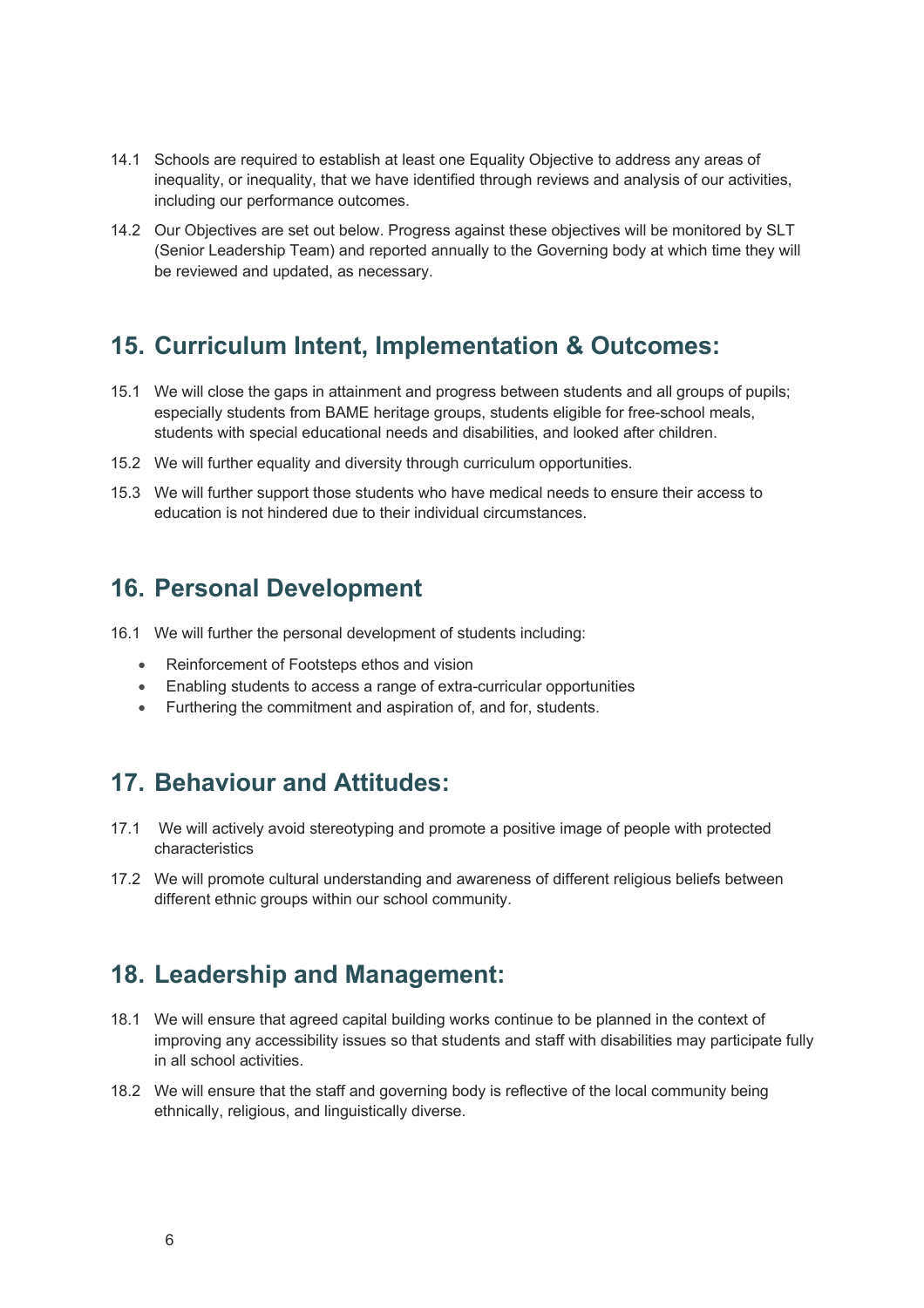14.1 Schools are required to establish at least one Equality Objective to address any areas of inequality, or inequality, that we have identified through reviews and analysis of our activities, including our performance outcomes.

14.2 Our Objectives are set out below. Progress against these objectives will be monitored by SLT (Senior Leadership Team) and reported annually to the Governing body at which time they will be reviewed and updated, as necessary.

## 15. Curriculum Intent, Implementation & Outcomes:

15.1 We will close the gaps in attainment and progress between students and all groups of pupils; especially students from BAME heritage groups, students eligible for free-school meals, students with special educational needs and disabilities, and looked after children.

15.2 We will further equality and diversity through curriculum opportunities.

15.3 We will further support those students who have medical needs to ensure their access to education is not hindered due to their individual circumstances.

## 16. Personal Development

16.1 We will further the personal development of students including:

- Reinforcement of Footsteps ethos and vision
- Enabling students to access a range of extra-curricular opportunities
- Furthering the commitment and aspiration of, and for, students.

## 17. Behaviour and Attitudes:

17.1 We will actively avoid stereotyping and promote a positive image of people with protected characteristics

17.2 We will promote cultural understanding and awareness of different religious beliefs between different ethnic groups within our school community.

## 18. Leadership and Management:

18.1 We will ensure that agreed capital building works continue to be planned in the context of improving any accessibility issues so that students and staff with disabilities may participate fully in all school activities.

18.2 We will ensure that the staff and governing body is reflective of the local community being ethnically, religious, and linguistically diverse.